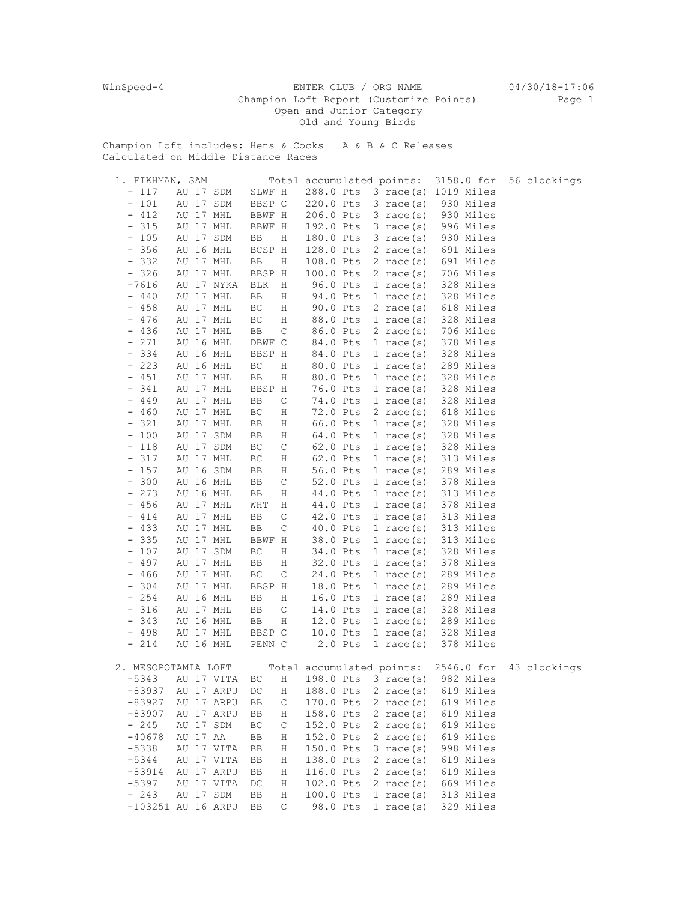WinSpeed-4 ENTER CLUB / ORG NAME 04/30/18-17:06

Champion Loft Report (Customize Points)

Open and Junior Category

Old and Young Birds

Champion Loft includes: Hens & Cocks A & B & C Releases

Calculated on Middle Distance Races

**1. FIKHMAN, SAM** Total accumulated points: 3158.0 for 56 clockings

| Band | Year | Club | Color | Sex | Points | Races | Miles |
|---|---|---|---|---|---|---|---|
| - 117 | AU 17 | SDM | SLWF | H | 288.0 Pts | 3 race(s) | 1019 Miles |
| - 101 | AU 17 | SDM | BBSP | C | 220.0 Pts | 3 race(s) | 930 Miles |
| - 412 | AU 17 | MHL | BBWF | H | 206.0 Pts | 3 race(s) | 930 Miles |
| - 315 | AU 17 | MHL | BBWF | H | 192.0 Pts | 3 race(s) | 996 Miles |
| - 105 | AU 17 | SDM | BB | H | 180.0 Pts | 3 race(s) | 930 Miles |
| - 356 | AU 16 | MHL | BCSP | H | 128.0 Pts | 2 race(s) | 691 Miles |
| - 332 | AU 17 | MHL | BB | H | 108.0 Pts | 2 race(s) | 691 Miles |
| - 326 | AU 17 | MHL | BBSP | H | 100.0 Pts | 2 race(s) | 706 Miles |
| -7616 | AU 17 | NYKA | BLK | H | 96.0 Pts | 1 race(s) | 328 Miles |
| - 440 | AU 17 | MHL | BB | H | 94.0 Pts | 1 race(s) | 328 Miles |
| - 458 | AU 17 | MHL | BC | H | 90.0 Pts | 2 race(s) | 618 Miles |
| - 476 | AU 17 | MHL | BC | H | 88.0 Pts | 1 race(s) | 328 Miles |
| - 436 | AU 17 | MHL | BB | C | 86.0 Pts | 2 race(s) | 706 Miles |
| - 271 | AU 16 | MHL | DBWF | C | 84.0 Pts | 1 race(s) | 378 Miles |
| - 334 | AU 16 | MHL | BBSP | H | 84.0 Pts | 1 race(s) | 328 Miles |
| - 223 | AU 16 | MHL | BC | H | 80.0 Pts | 1 race(s) | 289 Miles |
| - 451 | AU 17 | MHL | BB | H | 80.0 Pts | 1 race(s) | 328 Miles |
| - 341 | AU 17 | MHL | BBSP | H | 76.0 Pts | 1 race(s) | 328 Miles |
| - 449 | AU 17 | MHL | BB | C | 74.0 Pts | 1 race(s) | 328 Miles |
| - 460 | AU 17 | MHL | BC | H | 72.0 Pts | 2 race(s) | 618 Miles |
| - 321 | AU 17 | MHL | BB | H | 66.0 Pts | 1 race(s) | 328 Miles |
| - 100 | AU 17 | SDM | BB | H | 64.0 Pts | 1 race(s) | 328 Miles |
| - 118 | AU 17 | SDM | BC | C | 62.0 Pts | 1 race(s) | 328 Miles |
| - 317 | AU 17 | MHL | BC | H | 62.0 Pts | 1 race(s) | 313 Miles |
| - 157 | AU 16 | SDM | BB | H | 56.0 Pts | 1 race(s) | 289 Miles |
| - 300 | AU 16 | MHL | BB | C | 52.0 Pts | 1 race(s) | 378 Miles |
| - 273 | AU 16 | MHL | BB | H | 44.0 Pts | 1 race(s) | 313 Miles |
| - 456 | AU 17 | MHL | WHT | H | 44.0 Pts | 1 race(s) | 378 Miles |
| - 414 | AU 17 | MHL | BB | C | 42.0 Pts | 1 race(s) | 313 Miles |
| - 433 | AU 17 | MHL | BB | C | 40.0 Pts | 1 race(s) | 313 Miles |
| - 335 | AU 17 | MHL | BBWF | H | 38.0 Pts | 1 race(s) | 313 Miles |
| - 107 | AU 17 | SDM | BC | H | 34.0 Pts | 1 race(s) | 328 Miles |
| - 497 | AU 17 | MHL | BB | H | 32.0 Pts | 1 race(s) | 378 Miles |
| - 466 | AU 17 | MHL | BC | C | 24.0 Pts | 1 race(s) | 289 Miles |
| - 304 | AU 17 | MHL | BBSP | H | 18.0 Pts | 1 race(s) | 289 Miles |
| - 254 | AU 16 | MHL | BB | H | 16.0 Pts | 1 race(s) | 289 Miles |
| - 316 | AU 17 | MHL | BB | C | 14.0 Pts | 1 race(s) | 328 Miles |
| - 343 | AU 16 | MHL | BB | H | 12.0 Pts | 1 race(s) | 289 Miles |
| - 498 | AU 17 | MHL | BBSP | C | 10.0 Pts | 1 race(s) | 328 Miles |
| - 214 | AU 16 | MHL | PENN | C | 2.0 Pts | 1 race(s) | 378 Miles |

**2. MESOPOTAMIA LOFT** Total accumulated points: 2546.0 for 43 clockings

| Band | Year | Club | Color | Sex | Points | Races | Miles |
|---|---|---|---|---|---|---|---|
| -5343 | AU 17 | VITA | BC | H | 198.0 Pts | 3 race(s) | 982 Miles |
| -83937 | AU 17 | ARPU | DC | H | 188.0 Pts | 2 race(s) | 619 Miles |
| -83927 | AU 17 | ARPU | BB | C | 170.0 Pts | 2 race(s) | 619 Miles |
| -83907 | AU 17 | ARPU | BB | H | 158.0 Pts | 2 race(s) | 619 Miles |
| - 245 | AU 17 | SDM | BC | C | 152.0 Pts | 2 race(s) | 619 Miles |
| -40678 | AU 17 | AA | BB | H | 152.0 Pts | 2 race(s) | 619 Miles |
| -5338 | AU 17 | VITA | BB | H | 150.0 Pts | 3 race(s) | 998 Miles |
| -5344 | AU 17 | VITA | BB | H | 138.0 Pts | 2 race(s) | 619 Miles |
| -83914 | AU 17 | ARPU | BB | H | 116.0 Pts | 2 race(s) | 619 Miles |
| -5397 | AU 17 | VITA | DC | H | 102.0 Pts | 2 race(s) | 669 Miles |
| - 243 | AU 17 | SDM | BB | H | 100.0 Pts | 1 race(s) | 313 Miles |
| -103251 | AU 16 | ARPU | BB | C | 98.0 Pts | 1 race(s) | 329 Miles |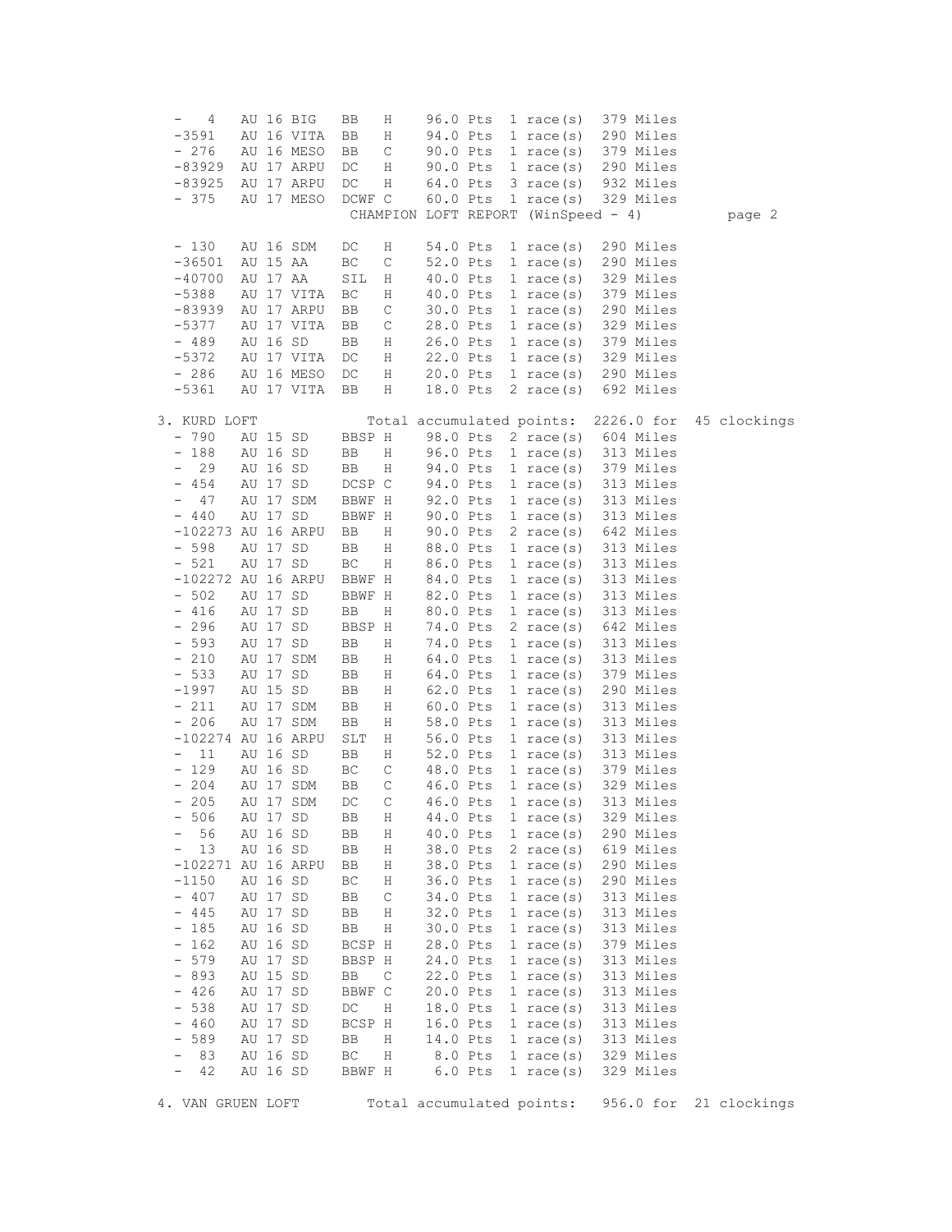| Band | Year | Club | Color | Sex | Points | Races | Miles |
|---|---|---|---|---|---|---|---|
| - 4 | AU 16 | BIG | BB | H | 96.0 Pts | 1 race(s) | 379 Miles |
| -3591 | AU 16 | VITA | BB | H | 94.0 Pts | 1 race(s) | 290 Miles |
| - 276 | AU 16 | MESO | BB | C | 90.0 Pts | 1 race(s) | 379 Miles |
| -83929 | AU 17 | ARPU | DC | H | 90.0 Pts | 1 race(s) | 290 Miles |
| -83925 | AU 17 | ARPU | DC | H | 64.0 Pts | 3 race(s) | 932 Miles |
| - 375 | AU 17 | MESO | DCWF | C | 60.0 Pts | 1 race(s) | 329 Miles |
| - 130 | AU 16 | SDM | DC | H | 54.0 Pts | 1 race(s) | 290 Miles |
| -36501 | AU 15 | AA | BC | C | 52.0 Pts | 1 race(s) | 290 Miles |
| -40700 | AU 17 | AA | SIL | H | 40.0 Pts | 1 race(s) | 329 Miles |
| -5388 | AU 17 | VITA | BC | H | 40.0 Pts | 1 race(s) | 379 Miles |
| -83939 | AU 17 | ARPU | BB | C | 30.0 Pts | 1 race(s) | 290 Miles |
| -5377 | AU 17 | VITA | BB | C | 28.0 Pts | 1 race(s) | 329 Miles |
| - 489 | AU 16 | SD | BB | H | 26.0 Pts | 1 race(s) | 379 Miles |
| -5372 | AU 17 | VITA | DC | H | 22.0 Pts | 1 race(s) | 329 Miles |
| - 286 | AU 16 | MESO | DC | H | 20.0 Pts | 1 race(s) | 290 Miles |
| -5361 | AU 17 | VITA | BB | H | 18.0 Pts | 2 race(s) | 692 Miles |

## 3. KURD LOFT

Total accumulated points: 2226.0 for 45 clockings

| Band | Year | Club | Color | Sex | Points | Races | Miles |
|---|---|---|---|---|---|---|---|
| - 790 | AU 15 | SD | BBSP | H | 98.0 Pts | 2 race(s) | 604 Miles |
| - 188 | AU 16 | SD | BB | H | 96.0 Pts | 1 race(s) | 313 Miles |
| - 29 | AU 16 | SD | BB | H | 94.0 Pts | 1 race(s) | 379 Miles |
| - 454 | AU 17 | SD | DCSP | C | 94.0 Pts | 1 race(s) | 313 Miles |
| - 47 | AU 17 | SDM | BBWF | H | 92.0 Pts | 1 race(s) | 313 Miles |
| - 440 | AU 17 | SD | BBWF | H | 90.0 Pts | 1 race(s) | 313 Miles |
| -102273 | AU 16 | ARPU | BB | H | 90.0 Pts | 2 race(s) | 642 Miles |
| - 598 | AU 17 | SD | BB | H | 88.0 Pts | 1 race(s) | 313 Miles |
| - 521 | AU 17 | SD | BC | H | 86.0 Pts | 1 race(s) | 313 Miles |
| -102272 | AU 16 | ARPU | BBWF | H | 84.0 Pts | 1 race(s) | 313 Miles |
| - 502 | AU 17 | SD | BBWF | H | 82.0 Pts | 1 race(s) | 313 Miles |
| - 416 | AU 17 | SD | BB | H | 80.0 Pts | 1 race(s) | 313 Miles |
| - 296 | AU 17 | SD | BBSP | H | 74.0 Pts | 2 race(s) | 642 Miles |
| - 593 | AU 17 | SD | BB | H | 74.0 Pts | 1 race(s) | 313 Miles |
| - 210 | AU 17 | SDM | BB | H | 64.0 Pts | 1 race(s) | 313 Miles |
| - 533 | AU 17 | SD | BB | H | 64.0 Pts | 1 race(s) | 379 Miles |
| -1997 | AU 15 | SD | BB | H | 62.0 Pts | 1 race(s) | 290 Miles |
| - 211 | AU 17 | SDM | BB | H | 60.0 Pts | 1 race(s) | 313 Miles |
| - 206 | AU 17 | SDM | BB | H | 58.0 Pts | 1 race(s) | 313 Miles |
| -102274 | AU 16 | ARPU | SLT | H | 56.0 Pts | 1 race(s) | 313 Miles |
| - 11 | AU 16 | SD | BB | H | 52.0 Pts | 1 race(s) | 313 Miles |
| - 129 | AU 16 | SD | BC | C | 48.0 Pts | 1 race(s) | 379 Miles |
| - 204 | AU 17 | SDM | BB | C | 46.0 Pts | 1 race(s) | 329 Miles |
| - 205 | AU 17 | SDM | DC | C | 46.0 Pts | 1 race(s) | 313 Miles |
| - 506 | AU 17 | SD | BB | H | 44.0 Pts | 1 race(s) | 329 Miles |
| - 56 | AU 16 | SD | BB | H | 40.0 Pts | 1 race(s) | 290 Miles |
| - 13 | AU 16 | SD | BB | H | 38.0 Pts | 2 race(s) | 619 Miles |
| -102271 | AU 16 | ARPU | BB | H | 38.0 Pts | 1 race(s) | 290 Miles |
| -1150 | AU 16 | SD | BC | H | 36.0 Pts | 1 race(s) | 290 Miles |
| - 407 | AU 17 | SD | BB | C | 34.0 Pts | 1 race(s) | 313 Miles |
| - 445 | AU 17 | SD | BB | H | 32.0 Pts | 1 race(s) | 313 Miles |
| - 185 | AU 16 | SD | BB | H | 30.0 Pts | 1 race(s) | 313 Miles |
| - 162 | AU 16 | SD | BCSP | H | 28.0 Pts | 1 race(s) | 379 Miles |
| - 579 | AU 17 | SD | BBSP | H | 24.0 Pts | 1 race(s) | 313 Miles |
| - 893 | AU 15 | SD | BB | C | 22.0 Pts | 1 race(s) | 313 Miles |
| - 426 | AU 17 | SD | BBWF | C | 20.0 Pts | 1 race(s) | 313 Miles |
| - 538 | AU 17 | SD | DC | H | 18.0 Pts | 1 race(s) | 313 Miles |
| - 460 | AU 17 | SD | BCSP | H | 16.0 Pts | 1 race(s) | 313 Miles |
| - 589 | AU 17 | SD | BB | H | 14.0 Pts | 1 race(s) | 313 Miles |
| - 83 | AU 16 | SD | BC | H | 8.0 Pts | 1 race(s) | 329 Miles |
| - 42 | AU 16 | SD | BBWF | H | 6.0 Pts | 1 race(s) | 329 Miles |

## 4. VAN GRUEN LOFT

Total accumulated points: 956.0 for 21 clockings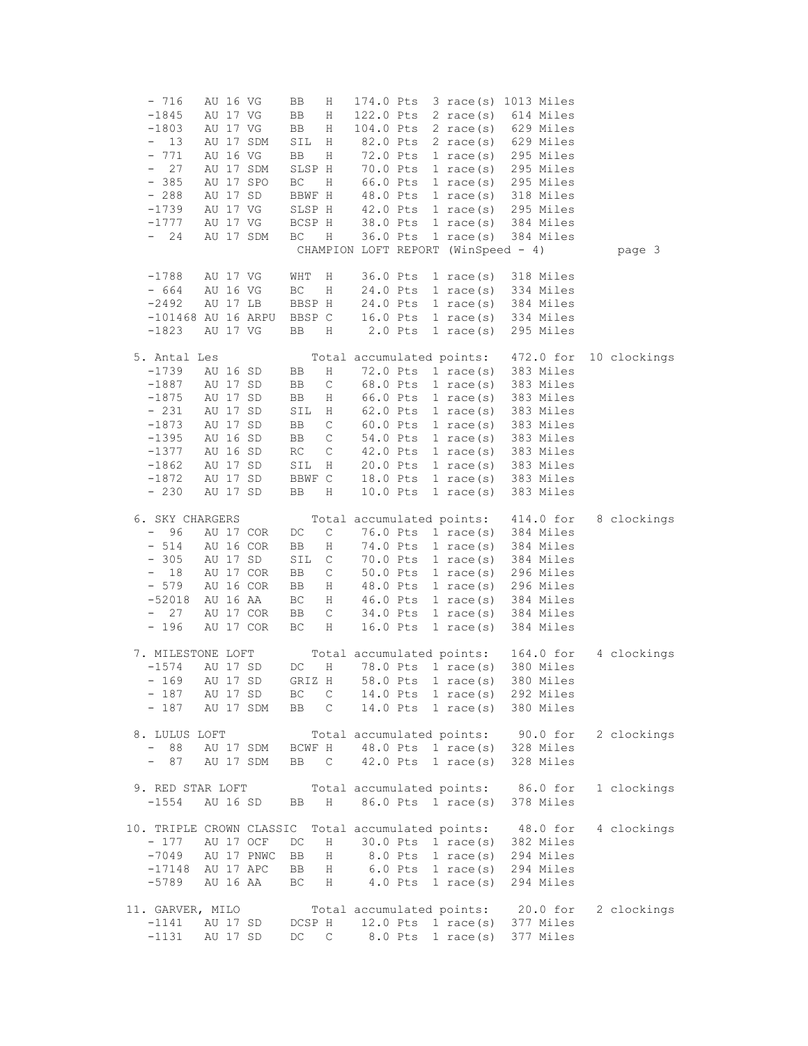```
 - 716    AU 16 VG     BB   H   174.0 Pts  3 race(s) 1013 Miles
 -1845    AU 17 VG     BB   H   122.0 Pts  2 race(s)  614 Miles
 -1803    AU 17 VG     BB   H   104.0 Pts  2 race(s)  629 Miles
 -  13    AU 17 SDM    SIL  H    82.0 Pts  2 race(s)  629 Miles
 - 771    AU 16 VG     BB   H    72.0 Pts  1 race(s)  295 Miles
 -  27    AU 17 SDM    SLSP H    70.0 Pts  1 race(s)  295 Miles
 - 385    AU 17 SPO    BC   H    66.0 Pts  1 race(s)  295 Miles
 - 288    AU 17 SD     BBWF H    48.0 Pts  1 race(s)  318 Miles
 -1739    AU 17 VG     SLSP H    42.0 Pts  1 race(s)  295 Miles
 -1777    AU 17 VG     BCSP H    38.0 Pts  1 race(s)  384 Miles
 -  24    AU 17 SDM    BC   H    36.0 Pts  1 race(s)  384 Miles
```

CHAMPION LOFT REPORT (WinSpeed - 4)

```
 -1788    AU 17 VG     WHT  H    36.0 Pts  1 race(s)  318 Miles
 - 664    AU 16 VG     BC   H    24.0 Pts  1 race(s)  334 Miles
 -2492    AU 17 LB     BBSP H    24.0 Pts  1 race(s)  384 Miles
 -101468 AU 16 ARPU    BBSP C    16.0 Pts  1 race(s)  334 Miles
 -1823    AU 17 VG     BB   H     2.0 Pts  1 race(s)  295 Miles

5. Antal Les             Total accumulated points:   472.0 for  10 clockings
 -1739    AU 16 SD     BB   H    72.0 Pts  1 race(s)  383 Miles
 -1887    AU 17 SD     BB   C    68.0 Pts  1 race(s)  383 Miles
 -1875    AU 17 SD     BB   H    66.0 Pts  1 race(s)  383 Miles
 - 231    AU 17 SD     SIL  H    62.0 Pts  1 race(s)  383 Miles
 -1873    AU 17 SD     BB   C    60.0 Pts  1 race(s)  383 Miles
 -1395    AU 16 SD     BB   C    54.0 Pts  1 race(s)  383 Miles
 -1377    AU 16 SD     RC   C    42.0 Pts  1 race(s)  383 Miles
 -1862    AU 17 SD     SIL  H    20.0 Pts  1 race(s)  383 Miles
 -1872    AU 17 SD     BBWF C    18.0 Pts  1 race(s)  383 Miles
 - 230    AU 17 SD     BB   H    10.0 Pts  1 race(s)  383 Miles

6. SKY CHARGERS          Total accumulated points:   414.0 for   8 clockings
 -  96    AU 17 COR    DC   C    76.0 Pts  1 race(s)  384 Miles
 - 514    AU 16 COR    BB   H    74.0 Pts  1 race(s)  384 Miles
 - 305    AU 17 SD     SIL  C    70.0 Pts  1 race(s)  384 Miles
 -  18    AU 17 COR    BB   C    50.0 Pts  1 race(s)  296 Miles
 - 579    AU 16 COR    BB   H    48.0 Pts  1 race(s)  296 Miles
 -52018   AU 16 AA     BC   H    46.0 Pts  1 race(s)  384 Miles
 -  27    AU 17 COR    BB   C    34.0 Pts  1 race(s)  384 Miles
 - 196    AU 17 COR    BC   H    16.0 Pts  1 race(s)  384 Miles

7. MILESTONE LOFT        Total accumulated points:   164.0 for   4 clockings
 -1574    AU 17 SD     DC   H    78.0 Pts  1 race(s)  380 Miles
 - 169    AU 17 SD     GRIZ H    58.0 Pts  1 race(s)  380 Miles
 - 187    AU 17 SD     BC   C    14.0 Pts  1 race(s)  292 Miles
 - 187    AU 17 SDM    BB   C    14.0 Pts  1 race(s)  380 Miles

8. LULUS LOFT            Total accumulated points:    90.0 for   2 clockings
 -  88    AU 17 SDM    BCWF H    48.0 Pts  1 race(s)  328 Miles
 -  87    AU 17 SDM    BB   C    42.0 Pts  1 race(s)  328 Miles

9. RED STAR LOFT         Total accumulated points:    86.0 for   1 clockings
 -1554    AU 16 SD     BB   H    86.0 Pts  1 race(s)  378 Miles

10. TRIPLE CROWN CLASSIC  Total accumulated points:   48.0 for   4 clockings
 - 177    AU 17 OCF    DC   H    30.0 Pts  1 race(s)  382 Miles
 -7049    AU 17 PNWC   BB   H     8.0 Pts  1 race(s)  294 Miles
 -17148   AU 17 APC    BB   H     6.0 Pts  1 race(s)  294 Miles
 -5789    AU 16 AA     BC   H     4.0 Pts  1 race(s)  294 Miles

11. GARVER, MILO         Total accumulated points:    20.0 for   2 clockings
 -1141    AU 17 SD     DCSP H    12.0 Pts  1 race(s)  377 Miles
 -1131    AU 17 SD     DC   C     8.0 Pts  1 race(s)  377 Miles
```